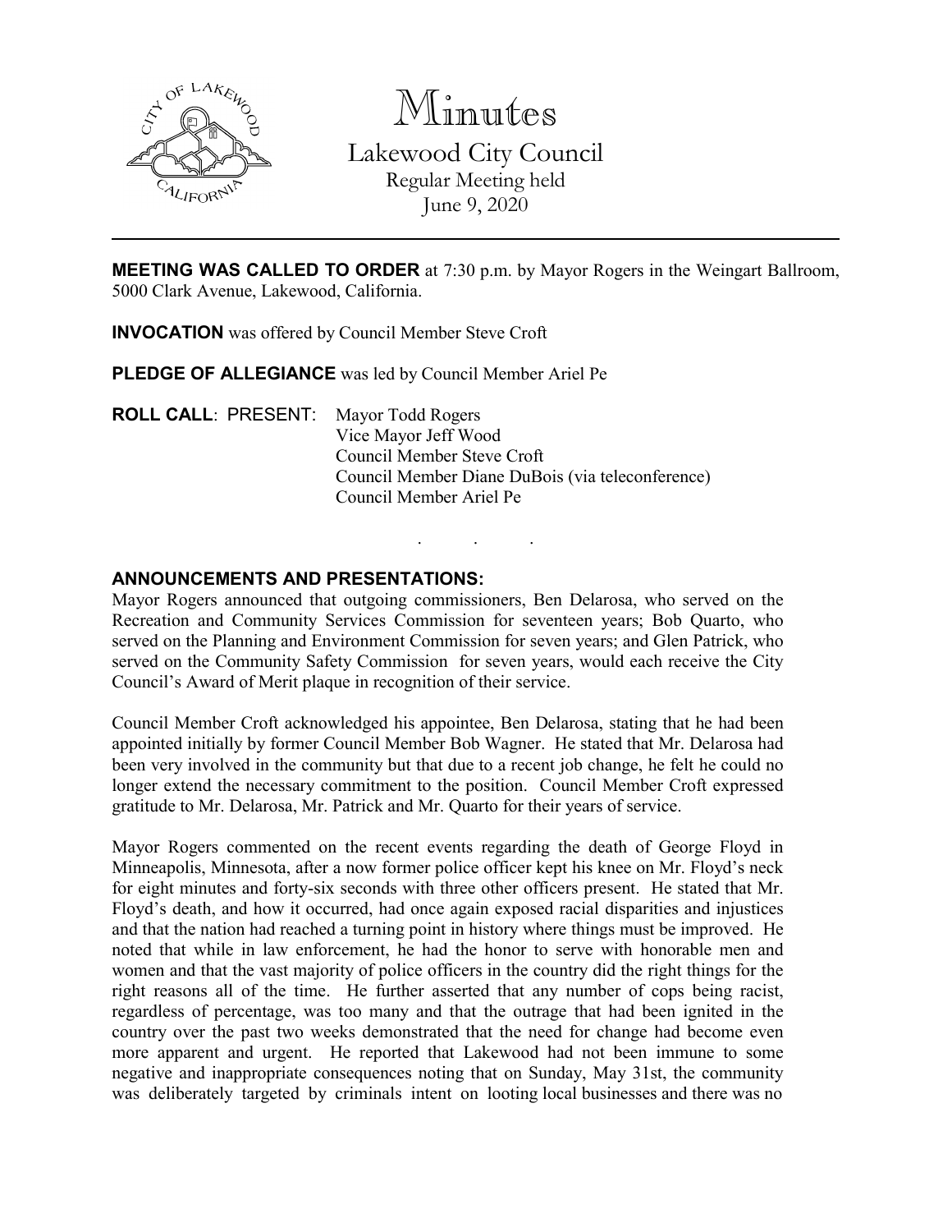# Minutes

## Lakewood City Council

Regular Meeting held
June 9, 2020

---

**MEETING WAS CALLED TO ORDER** at 7:30 p.m. by Mayor Rogers in the Weingart Ballroom, 5000 Clark Avenue, Lakewood, California.

**INVOCATION** was offered by Council Member Steve Croft

**PLEDGE OF ALLEGIANCE** was led by Council Member Ariel Pe

**ROLL CALL**: PRESENT: Mayor Todd Rogers
Vice Mayor Jeff Wood
Council Member Steve Croft
Council Member Diane DuBois (via teleconference)
Council Member Ariel Pe

. . .

**ANNOUNCEMENTS AND PRESENTATIONS:**

Mayor Rogers announced that outgoing commissioners, Ben Delarosa, who served on the Recreation and Community Services Commission for seventeen years; Bob Quarto, who served on the Planning and Environment Commission for seven years; and Glen Patrick, who served on the Community Safety Commission for seven years, would each receive the City Council's Award of Merit plaque in recognition of their service.

Council Member Croft acknowledged his appointee, Ben Delarosa, stating that he had been appointed initially by former Council Member Bob Wagner. He stated that Mr. Delarosa had been very involved in the community but that due to a recent job change, he felt he could no longer extend the necessary commitment to the position. Council Member Croft expressed gratitude to Mr. Delarosa, Mr. Patrick and Mr. Quarto for their years of service.

Mayor Rogers commented on the recent events regarding the death of George Floyd in Minneapolis, Minnesota, after a now former police officer kept his knee on Mr. Floyd's neck for eight minutes and forty-six seconds with three other officers present. He stated that Mr. Floyd's death, and how it occurred, had once again exposed racial disparities and injustices and that the nation had reached a turning point in history where things must be improved. He noted that while in law enforcement, he had the honor to serve with honorable men and women and that the vast majority of police officers in the country did the right things for the right reasons all of the time. He further asserted that any number of cops being racist, regardless of percentage, was too many and that the outrage that had been ignited in the country over the past two weeks demonstrated that the need for change had become even more apparent and urgent. He reported that Lakewood had not been immune to some negative and inappropriate consequences noting that on Sunday, May 31st, the community was deliberately targeted by criminals intent on looting local businesses and there was no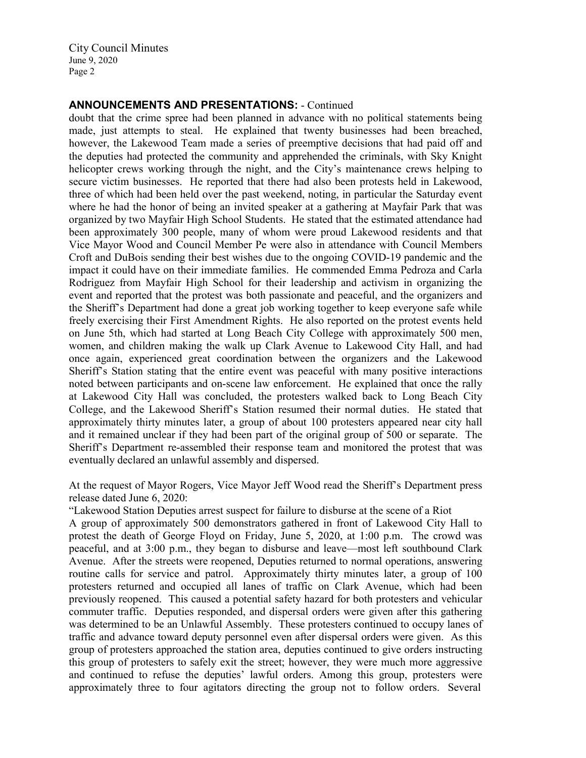**ANNOUNCEMENTS AND PRESENTATIONS:** - Continued

doubt that the crime spree had been planned in advance with no political statements being made, just attempts to steal. He explained that twenty businesses had been breached, however, the Lakewood Team made a series of preemptive decisions that had paid off and the deputies had protected the community and apprehended the criminals, with Sky Knight helicopter crews working through the night, and the City's maintenance crews helping to secure victim businesses. He reported that there had also been protests held in Lakewood, three of which had been held over the past weekend, noting, in particular the Saturday event where he had the honor of being an invited speaker at a gathering at Mayfair Park that was organized by two Mayfair High School Students. He stated that the estimated attendance had been approximately 300 people, many of whom were proud Lakewood residents and that Vice Mayor Wood and Council Member Pe were also in attendance with Council Members Croft and DuBois sending their best wishes due to the ongoing COVID-19 pandemic and the impact it could have on their immediate families. He commended Emma Pedroza and Carla Rodriguez from Mayfair High School for their leadership and activism in organizing the event and reported that the protest was both passionate and peaceful, and the organizers and the Sheriff's Department had done a great job working together to keep everyone safe while freely exercising their First Amendment Rights. He also reported on the protest events held on June 5th, which had started at Long Beach City College with approximately 500 men, women, and children making the walk up Clark Avenue to Lakewood City Hall, and had once again, experienced great coordination between the organizers and the Lakewood Sheriff's Station stating that the entire event was peaceful with many positive interactions noted between participants and on-scene law enforcement. He explained that once the rally at Lakewood City Hall was concluded, the protesters walked back to Long Beach City College, and the Lakewood Sheriff's Station resumed their normal duties. He stated that approximately thirty minutes later, a group of about 100 protesters appeared near city hall and it remained unclear if they had been part of the original group of 500 or separate. The Sheriff's Department re-assembled their response team and monitored the protest that was eventually declared an unlawful assembly and dispersed.

At the request of Mayor Rogers, Vice Mayor Jeff Wood read the Sheriff's Department press release dated June 6, 2020:

"Lakewood Station Deputies arrest suspect for failure to disburse at the scene of a Riot

A group of approximately 500 demonstrators gathered in front of Lakewood City Hall to protest the death of George Floyd on Friday, June 5, 2020, at 1:00 p.m. The crowd was peaceful, and at 3:00 p.m., they began to disburse and leave—most left southbound Clark Avenue. After the streets were reopened, Deputies returned to normal operations, answering routine calls for service and patrol. Approximately thirty minutes later, a group of 100 protesters returned and occupied all lanes of traffic on Clark Avenue, which had been previously reopened. This caused a potential safety hazard for both protesters and vehicular commuter traffic. Deputies responded, and dispersal orders were given after this gathering was determined to be an Unlawful Assembly. These protesters continued to occupy lanes of traffic and advance toward deputy personnel even after dispersal orders were given. As this group of protesters approached the station area, deputies continued to give orders instructing this group of protesters to safely exit the street; however, they were much more aggressive and continued to refuse the deputies' lawful orders. Among this group, protesters were approximately three to four agitators directing the group not to follow orders. Several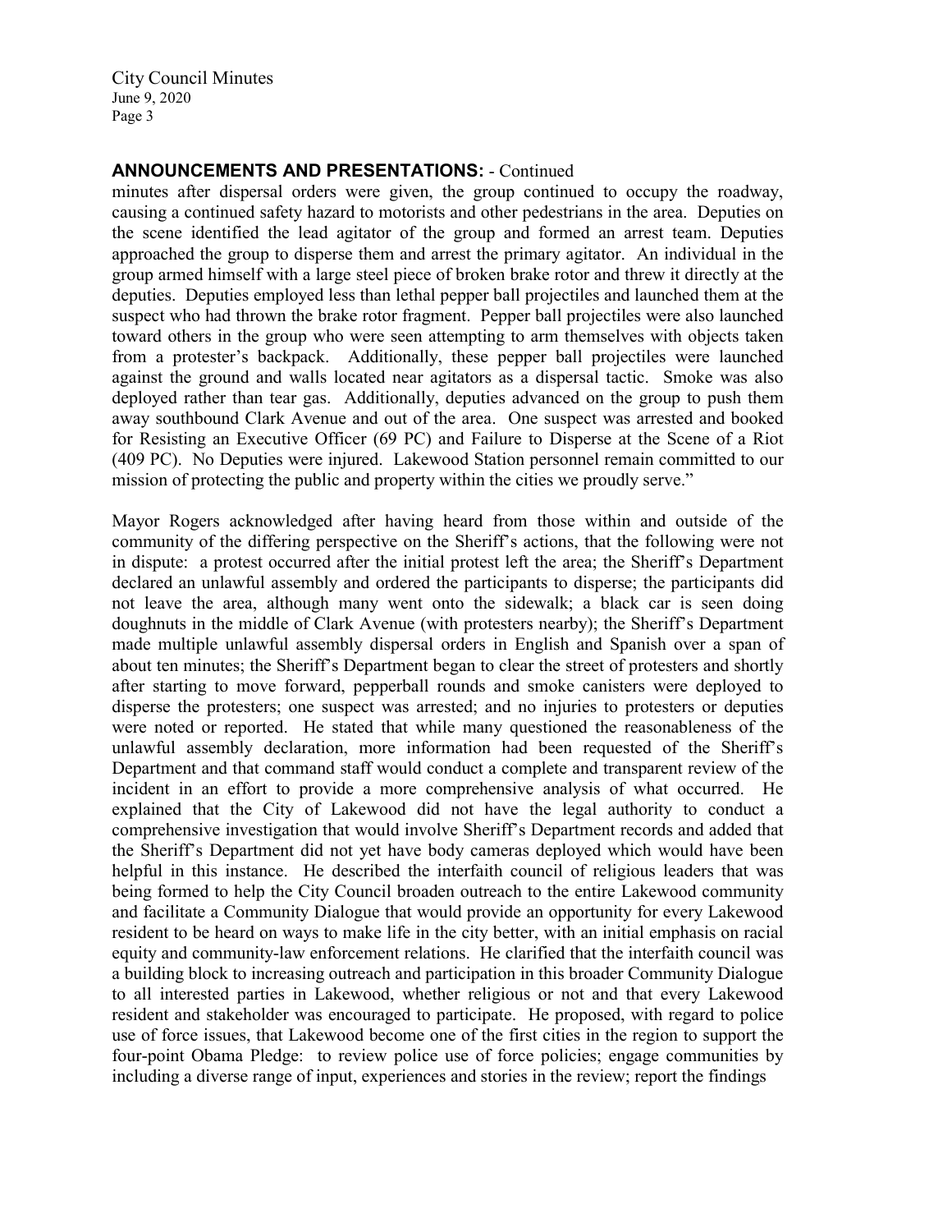## ANNOUNCEMENTS AND PRESENTATIONS: - Continued

minutes after dispersal orders were given, the group continued to occupy the roadway, causing a continued safety hazard to motorists and other pedestrians in the area. Deputies on the scene identified the lead agitator of the group and formed an arrest team. Deputies approached the group to disperse them and arrest the primary agitator. An individual in the group armed himself with a large steel piece of broken brake rotor and threw it directly at the deputies. Deputies employed less than lethal pepper ball projectiles and launched them at the suspect who had thrown the brake rotor fragment. Pepper ball projectiles were also launched toward others in the group who were seen attempting to arm themselves with objects taken from a protester's backpack. Additionally, these pepper ball projectiles were launched against the ground and walls located near agitators as a dispersal tactic. Smoke was also deployed rather than tear gas. Additionally, deputies advanced on the group to push them away southbound Clark Avenue and out of the area. One suspect was arrested and booked for Resisting an Executive Officer (69 PC) and Failure to Disperse at the Scene of a Riot (409 PC). No Deputies were injured. Lakewood Station personnel remain committed to our mission of protecting the public and property within the cities we proudly serve."

Mayor Rogers acknowledged after having heard from those within and outside of the community of the differing perspective on the Sheriff's actions, that the following were not in dispute: a protest occurred after the initial protest left the area; the Sheriff's Department declared an unlawful assembly and ordered the participants to disperse; the participants did not leave the area, although many went onto the sidewalk; a black car is seen doing doughnuts in the middle of Clark Avenue (with protesters nearby); the Sheriff's Department made multiple unlawful assembly dispersal orders in English and Spanish over a span of about ten minutes; the Sheriff's Department began to clear the street of protesters and shortly after starting to move forward, pepperball rounds and smoke canisters were deployed to disperse the protesters; one suspect was arrested; and no injuries to protesters or deputies were noted or reported. He stated that while many questioned the reasonableness of the unlawful assembly declaration, more information had been requested of the Sheriff's Department and that command staff would conduct a complete and transparent review of the incident in an effort to provide a more comprehensive analysis of what occurred. He explained that the City of Lakewood did not have the legal authority to conduct a comprehensive investigation that would involve Sheriff's Department records and added that the Sheriff's Department did not yet have body cameras deployed which would have been helpful in this instance. He described the interfaith council of religious leaders that was being formed to help the City Council broaden outreach to the entire Lakewood community and facilitate a Community Dialogue that would provide an opportunity for every Lakewood resident to be heard on ways to make life in the city better, with an initial emphasis on racial equity and community-law enforcement relations. He clarified that the interfaith council was a building block to increasing outreach and participation in this broader Community Dialogue to all interested parties in Lakewood, whether religious or not and that every Lakewood resident and stakeholder was encouraged to participate. He proposed, with regard to police use of force issues, that Lakewood become one of the first cities in the region to support the four-point Obama Pledge: to review police use of force policies; engage communities by including a diverse range of input, experiences and stories in the review; report the findings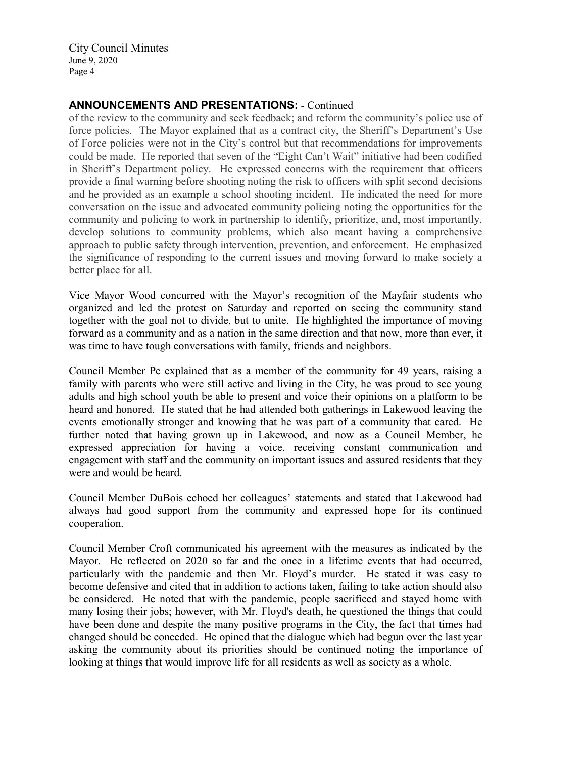## ANNOUNCEMENTS AND PRESENTATIONS: - Continued

of the review to the community and seek feedback; and reform the community's police use of force policies. The Mayor explained that as a contract city, the Sheriff's Department's Use of Force policies were not in the City's control but that recommendations for improvements could be made. He reported that seven of the "Eight Can't Wait" initiative had been codified in Sheriff's Department policy. He expressed concerns with the requirement that officers provide a final warning before shooting noting the risk to officers with split second decisions and he provided as an example a school shooting incident. He indicated the need for more conversation on the issue and advocated community policing noting the opportunities for the community and policing to work in partnership to identify, prioritize, and, most importantly, develop solutions to community problems, which also meant having a comprehensive approach to public safety through intervention, prevention, and enforcement. He emphasized the significance of responding to the current issues and moving forward to make society a better place for all.

Vice Mayor Wood concurred with the Mayor's recognition of the Mayfair students who organized and led the protest on Saturday and reported on seeing the community stand together with the goal not to divide, but to unite. He highlighted the importance of moving forward as a community and as a nation in the same direction and that now, more than ever, it was time to have tough conversations with family, friends and neighbors.

Council Member Pe explained that as a member of the community for 49 years, raising a family with parents who were still active and living in the City, he was proud to see young adults and high school youth be able to present and voice their opinions on a platform to be heard and honored. He stated that he had attended both gatherings in Lakewood leaving the events emotionally stronger and knowing that he was part of a community that cared. He further noted that having grown up in Lakewood, and now as a Council Member, he expressed appreciation for having a voice, receiving constant communication and engagement with staff and the community on important issues and assured residents that they were and would be heard.

Council Member DuBois echoed her colleagues' statements and stated that Lakewood had always had good support from the community and expressed hope for its continued cooperation.

Council Member Croft communicated his agreement with the measures as indicated by the Mayor. He reflected on 2020 so far and the once in a lifetime events that had occurred, particularly with the pandemic and then Mr. Floyd's murder. He stated it was easy to become defensive and cited that in addition to actions taken, failing to take action should also be considered. He noted that with the pandemic, people sacrificed and stayed home with many losing their jobs; however, with Mr. Floyd's death, he questioned the things that could have been done and despite the many positive programs in the City, the fact that times had changed should be conceded. He opined that the dialogue which had begun over the last year asking the community about its priorities should be continued noting the importance of looking at things that would improve life for all residents as well as society as a whole.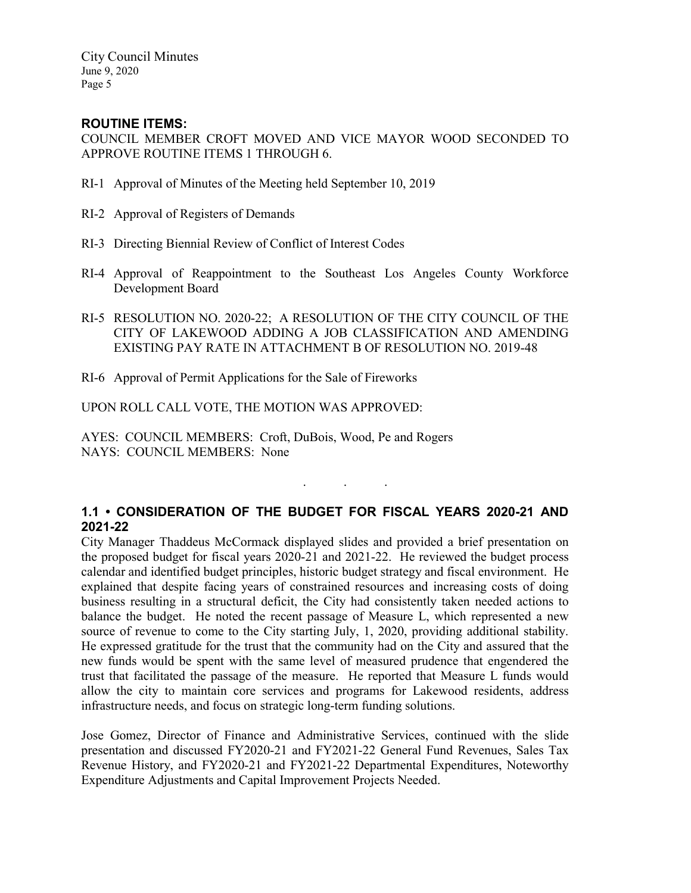## ROUTINE ITEMS:

COUNCIL MEMBER CROFT MOVED AND VICE MAYOR WOOD SECONDED TO APPROVE ROUTINE ITEMS 1 THROUGH 6.

RI-1 Approval of Minutes of the Meeting held September 10, 2019

RI-2 Approval of Registers of Demands

RI-3 Directing Biennial Review of Conflict of Interest Codes

RI-4 Approval of Reappointment to the Southeast Los Angeles County Workforce Development Board

RI-5 RESOLUTION NO. 2020-22; A RESOLUTION OF THE CITY COUNCIL OF THE CITY OF LAKEWOOD ADDING A JOB CLASSIFICATION AND AMENDING EXISTING PAY RATE IN ATTACHMENT B OF RESOLUTION NO. 2019-48

RI-6 Approval of Permit Applications for the Sale of Fireworks

UPON ROLL CALL VOTE, THE MOTION WAS APPROVED:

AYES: COUNCIL MEMBERS: Croft, DuBois, Wood, Pe and Rogers
NAYS: COUNCIL MEMBERS: None

. . .

## 1.1 • CONSIDERATION OF THE BUDGET FOR FISCAL YEARS 2020-21 AND 2021-22

City Manager Thaddeus McCormack displayed slides and provided a brief presentation on the proposed budget for fiscal years 2020-21 and 2021-22. He reviewed the budget process calendar and identified budget principles, historic budget strategy and fiscal environment. He explained that despite facing years of constrained resources and increasing costs of doing business resulting in a structural deficit, the City had consistently taken needed actions to balance the budget. He noted the recent passage of Measure L, which represented a new source of revenue to come to the City starting July, 1, 2020, providing additional stability. He expressed gratitude for the trust that the community had on the City and assured that the new funds would be spent with the same level of measured prudence that engendered the trust that facilitated the passage of the measure. He reported that Measure L funds would allow the city to maintain core services and programs for Lakewood residents, address infrastructure needs, and focus on strategic long-term funding solutions.

Jose Gomez, Director of Finance and Administrative Services, continued with the slide presentation and discussed FY2020-21 and FY2021-22 General Fund Revenues, Sales Tax Revenue History, and FY2020-21 and FY2021-22 Departmental Expenditures, Noteworthy Expenditure Adjustments and Capital Improvement Projects Needed.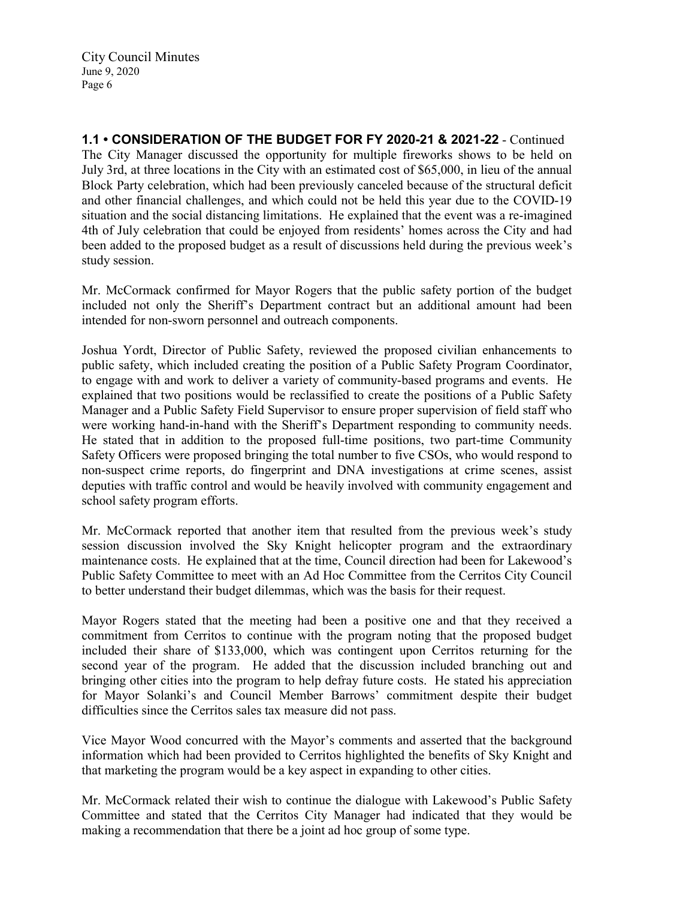**1.1 • CONSIDERATION OF THE BUDGET FOR FY 2020-21 & 2021-22** - Continued

The City Manager discussed the opportunity for multiple fireworks shows to be held on July 3rd, at three locations in the City with an estimated cost of $65,000, in lieu of the annual Block Party celebration, which had been previously canceled because of the structural deficit and other financial challenges, and which could not be held this year due to the COVID-19 situation and the social distancing limitations. He explained that the event was a re-imagined 4th of July celebration that could be enjoyed from residents' homes across the City and had been added to the proposed budget as a result of discussions held during the previous week's study session.

Mr. McCormack confirmed for Mayor Rogers that the public safety portion of the budget included not only the Sheriff's Department contract but an additional amount had been intended for non-sworn personnel and outreach components.

Joshua Yordt, Director of Public Safety, reviewed the proposed civilian enhancements to public safety, which included creating the position of a Public Safety Program Coordinator, to engage with and work to deliver a variety of community-based programs and events. He explained that two positions would be reclassified to create the positions of a Public Safety Manager and a Public Safety Field Supervisor to ensure proper supervision of field staff who were working hand-in-hand with the Sheriff's Department responding to community needs. He stated that in addition to the proposed full-time positions, two part-time Community Safety Officers were proposed bringing the total number to five CSOs, who would respond to non-suspect crime reports, do fingerprint and DNA investigations at crime scenes, assist deputies with traffic control and would be heavily involved with community engagement and school safety program efforts.

Mr. McCormack reported that another item that resulted from the previous week's study session discussion involved the Sky Knight helicopter program and the extraordinary maintenance costs. He explained that at the time, Council direction had been for Lakewood's Public Safety Committee to meet with an Ad Hoc Committee from the Cerritos City Council to better understand their budget dilemmas, which was the basis for their request.

Mayor Rogers stated that the meeting had been a positive one and that they received a commitment from Cerritos to continue with the program noting that the proposed budget included their share of $133,000, which was contingent upon Cerritos returning for the second year of the program. He added that the discussion included branching out and bringing other cities into the program to help defray future costs. He stated his appreciation for Mayor Solanki's and Council Member Barrows' commitment despite their budget difficulties since the Cerritos sales tax measure did not pass.

Vice Mayor Wood concurred with the Mayor's comments and asserted that the background information which had been provided to Cerritos highlighted the benefits of Sky Knight and that marketing the program would be a key aspect in expanding to other cities.

Mr. McCormack related their wish to continue the dialogue with Lakewood's Public Safety Committee and stated that the Cerritos City Manager had indicated that they would be making a recommendation that there be a joint ad hoc group of some type.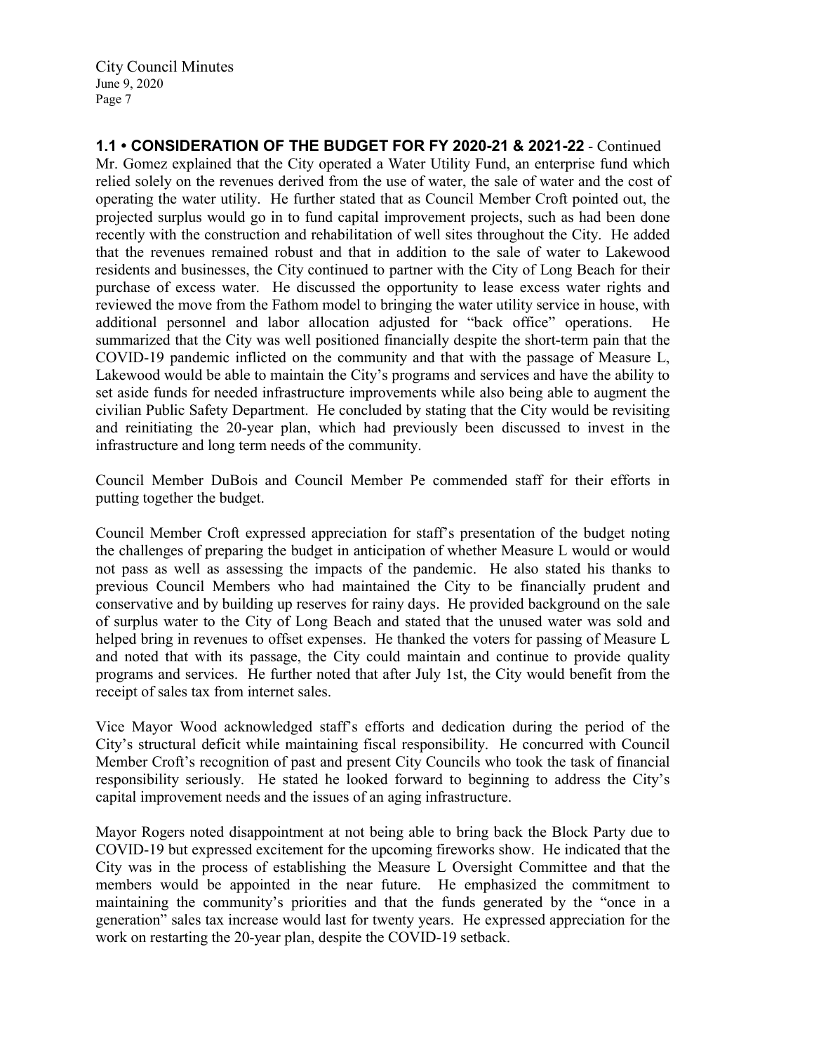**1.1 • CONSIDERATION OF THE BUDGET FOR FY 2020-21 & 2021-22** - Continued

Mr. Gomez explained that the City operated a Water Utility Fund, an enterprise fund which relied solely on the revenues derived from the use of water, the sale of water and the cost of operating the water utility. He further stated that as Council Member Croft pointed out, the projected surplus would go in to fund capital improvement projects, such as had been done recently with the construction and rehabilitation of well sites throughout the City. He added that the revenues remained robust and that in addition to the sale of water to Lakewood residents and businesses, the City continued to partner with the City of Long Beach for their purchase of excess water. He discussed the opportunity to lease excess water rights and reviewed the move from the Fathom model to bringing the water utility service in house, with additional personnel and labor allocation adjusted for "back office" operations. He summarized that the City was well positioned financially despite the short-term pain that the COVID-19 pandemic inflicted on the community and that with the passage of Measure L, Lakewood would be able to maintain the City's programs and services and have the ability to set aside funds for needed infrastructure improvements while also being able to augment the civilian Public Safety Department. He concluded by stating that the City would be revisiting and reinitiating the 20-year plan, which had previously been discussed to invest in the infrastructure and long term needs of the community.

Council Member DuBois and Council Member Pe commended staff for their efforts in putting together the budget.

Council Member Croft expressed appreciation for staff's presentation of the budget noting the challenges of preparing the budget in anticipation of whether Measure L would or would not pass as well as assessing the impacts of the pandemic. He also stated his thanks to previous Council Members who had maintained the City to be financially prudent and conservative and by building up reserves for rainy days. He provided background on the sale of surplus water to the City of Long Beach and stated that the unused water was sold and helped bring in revenues to offset expenses. He thanked the voters for passing of Measure L and noted that with its passage, the City could maintain and continue to provide quality programs and services. He further noted that after July 1st, the City would benefit from the receipt of sales tax from internet sales.

Vice Mayor Wood acknowledged staff's efforts and dedication during the period of the City's structural deficit while maintaining fiscal responsibility. He concurred with Council Member Croft's recognition of past and present City Councils who took the task of financial responsibility seriously. He stated he looked forward to beginning to address the City's capital improvement needs and the issues of an aging infrastructure.

Mayor Rogers noted disappointment at not being able to bring back the Block Party due to COVID-19 but expressed excitement for the upcoming fireworks show. He indicated that the City was in the process of establishing the Measure L Oversight Committee and that the members would be appointed in the near future. He emphasized the commitment to maintaining the community's priorities and that the funds generated by the "once in a generation" sales tax increase would last for twenty years. He expressed appreciation for the work on restarting the 20-year plan, despite the COVID-19 setback.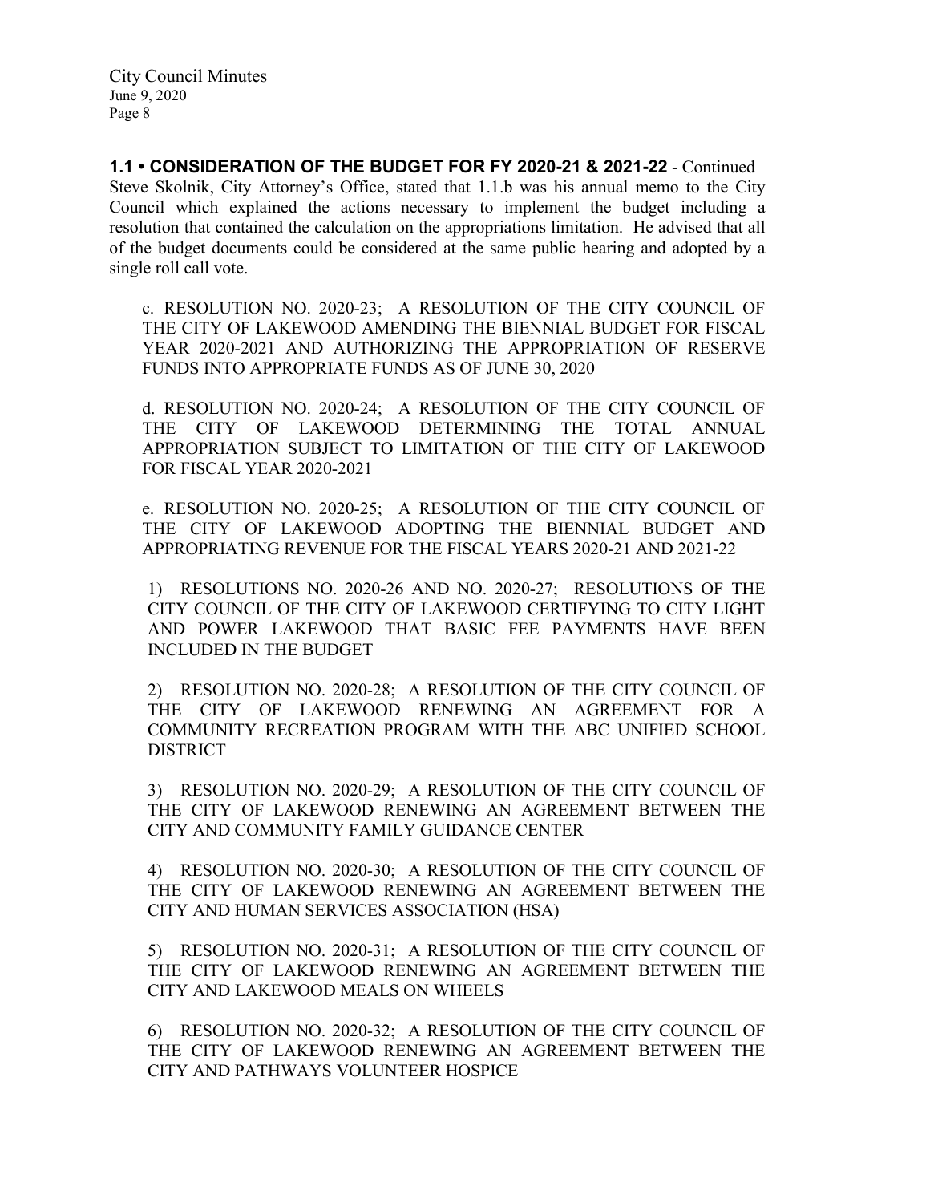**1.1 • CONSIDERATION OF THE BUDGET FOR FY 2020-21 & 2021-22** - Continued

Steve Skolnik, City Attorney's Office, stated that 1.1.b was his annual memo to the City Council which explained the actions necessary to implement the budget including a resolution that contained the calculation on the appropriations limitation. He advised that all of the budget documents could be considered at the same public hearing and adopted by a single roll call vote.

c. RESOLUTION NO. 2020-23; A RESOLUTION OF THE CITY COUNCIL OF THE CITY OF LAKEWOOD AMENDING THE BIENNIAL BUDGET FOR FISCAL YEAR 2020-2021 AND AUTHORIZING THE APPROPRIATION OF RESERVE FUNDS INTO APPROPRIATE FUNDS AS OF JUNE 30, 2020

d. RESOLUTION NO. 2020-24; A RESOLUTION OF THE CITY COUNCIL OF THE CITY OF LAKEWOOD DETERMINING THE TOTAL ANNUAL APPROPRIATION SUBJECT TO LIMITATION OF THE CITY OF LAKEWOOD FOR FISCAL YEAR 2020-2021

e. RESOLUTION NO. 2020-25; A RESOLUTION OF THE CITY COUNCIL OF THE CITY OF LAKEWOOD ADOPTING THE BIENNIAL BUDGET AND APPROPRIATING REVENUE FOR THE FISCAL YEARS 2020-21 AND 2021-22

1) RESOLUTIONS NO. 2020-26 AND NO. 2020-27; RESOLUTIONS OF THE CITY COUNCIL OF THE CITY OF LAKEWOOD CERTIFYING TO CITY LIGHT AND POWER LAKEWOOD THAT BASIC FEE PAYMENTS HAVE BEEN INCLUDED IN THE BUDGET

2) RESOLUTION NO. 2020-28; A RESOLUTION OF THE CITY COUNCIL OF THE CITY OF LAKEWOOD RENEWING AN AGREEMENT FOR A COMMUNITY RECREATION PROGRAM WITH THE ABC UNIFIED SCHOOL DISTRICT

3) RESOLUTION NO. 2020-29; A RESOLUTION OF THE CITY COUNCIL OF THE CITY OF LAKEWOOD RENEWING AN AGREEMENT BETWEEN THE CITY AND COMMUNITY FAMILY GUIDANCE CENTER

4) RESOLUTION NO. 2020-30; A RESOLUTION OF THE CITY COUNCIL OF THE CITY OF LAKEWOOD RENEWING AN AGREEMENT BETWEEN THE CITY AND HUMAN SERVICES ASSOCIATION (HSA)

5) RESOLUTION NO. 2020-31; A RESOLUTION OF THE CITY COUNCIL OF THE CITY OF LAKEWOOD RENEWING AN AGREEMENT BETWEEN THE CITY AND LAKEWOOD MEALS ON WHEELS

6) RESOLUTION NO. 2020-32; A RESOLUTION OF THE CITY COUNCIL OF THE CITY OF LAKEWOOD RENEWING AN AGREEMENT BETWEEN THE CITY AND PATHWAYS VOLUNTEER HOSPICE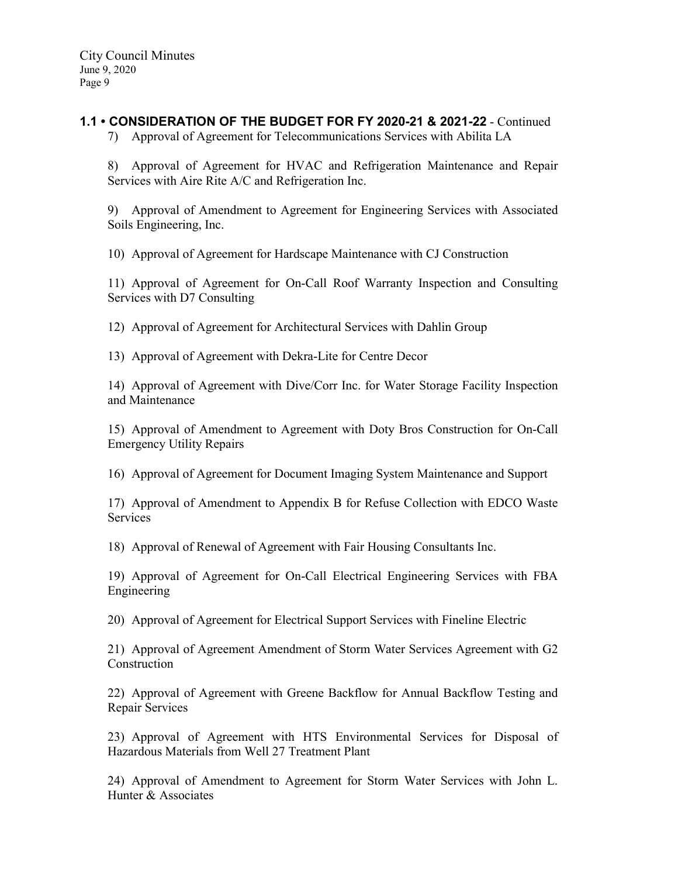## 1.1 • CONSIDERATION OF THE BUDGET FOR FY 2020-21 & 2021-22 - Continued

7) Approval of Agreement for Telecommunications Services with Abilita LA

8) Approval of Agreement for HVAC and Refrigeration Maintenance and Repair Services with Aire Rite A/C and Refrigeration Inc.

9) Approval of Amendment to Agreement for Engineering Services with Associated Soils Engineering, Inc.

10) Approval of Agreement for Hardscape Maintenance with CJ Construction

11) Approval of Agreement for On-Call Roof Warranty Inspection and Consulting Services with D7 Consulting

12) Approval of Agreement for Architectural Services with Dahlin Group

13) Approval of Agreement with Dekra-Lite for Centre Decor

14) Approval of Agreement with Dive/Corr Inc. for Water Storage Facility Inspection and Maintenance

15) Approval of Amendment to Agreement with Doty Bros Construction for On-Call Emergency Utility Repairs

16) Approval of Agreement for Document Imaging System Maintenance and Support

17) Approval of Amendment to Appendix B for Refuse Collection with EDCO Waste Services

18) Approval of Renewal of Agreement with Fair Housing Consultants Inc.

19) Approval of Agreement for On-Call Electrical Engineering Services with FBA Engineering

20) Approval of Agreement for Electrical Support Services with Fineline Electric

21) Approval of Agreement Amendment of Storm Water Services Agreement with G2 Construction

22) Approval of Agreement with Greene Backflow for Annual Backflow Testing and Repair Services

23) Approval of Agreement with HTS Environmental Services for Disposal of Hazardous Materials from Well 27 Treatment Plant

24) Approval of Amendment to Agreement for Storm Water Services with John L. Hunter & Associates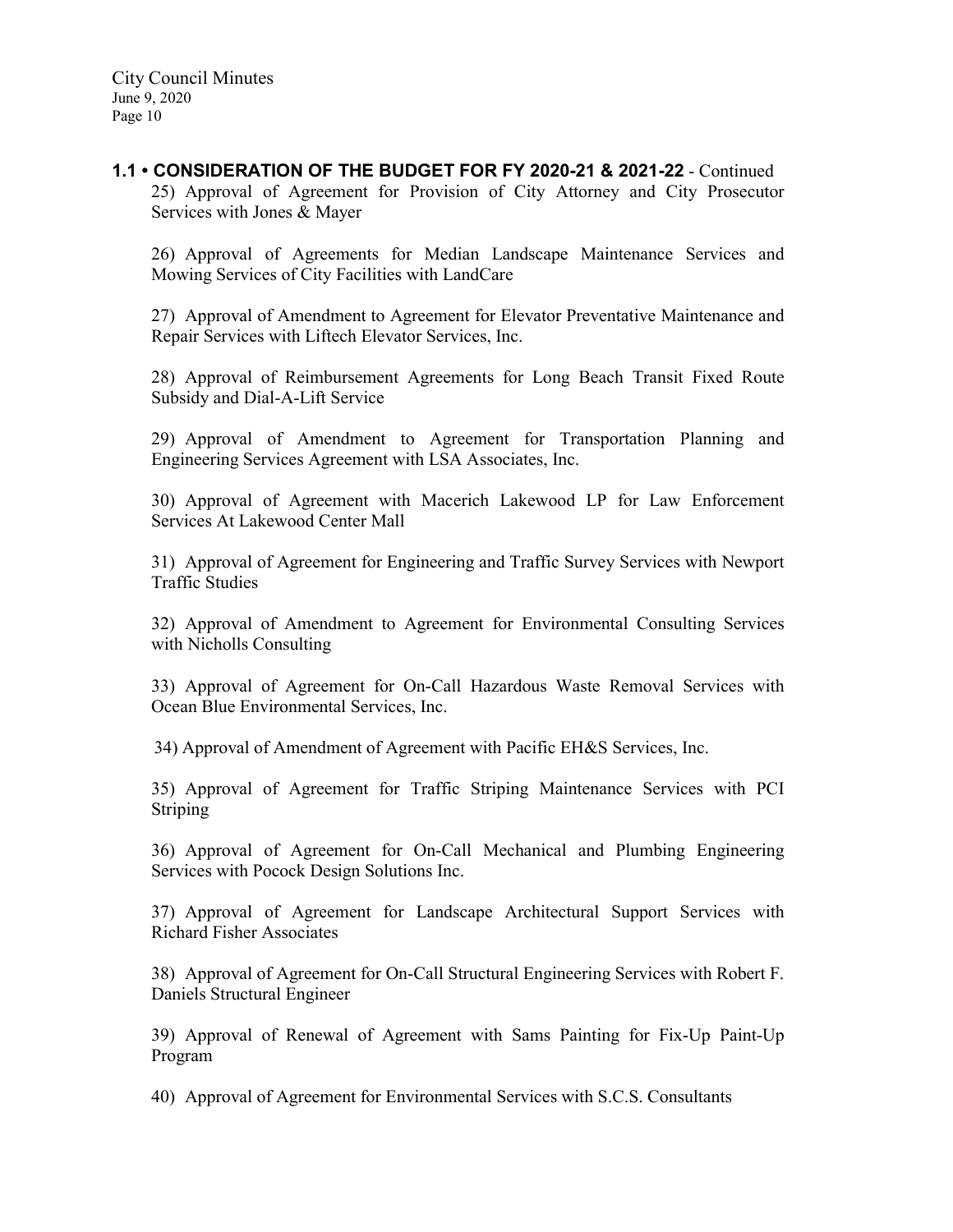**1.1 • CONSIDERATION OF THE BUDGET FOR FY 2020-21 & 2021-22** - Continued

25) Approval of Agreement for Provision of City Attorney and City Prosecutor Services with Jones & Mayer

26) Approval of Agreements for Median Landscape Maintenance Services and Mowing Services of City Facilities with LandCare

27) Approval of Amendment to Agreement for Elevator Preventative Maintenance and Repair Services with Liftech Elevator Services, Inc.

28) Approval of Reimbursement Agreements for Long Beach Transit Fixed Route Subsidy and Dial-A-Lift Service

29) Approval of Amendment to Agreement for Transportation Planning and Engineering Services Agreement with LSA Associates, Inc.

30) Approval of Agreement with Macerich Lakewood LP for Law Enforcement Services At Lakewood Center Mall

31) Approval of Agreement for Engineering and Traffic Survey Services with Newport Traffic Studies

32) Approval of Amendment to Agreement for Environmental Consulting Services with Nicholls Consulting

33) Approval of Agreement for On-Call Hazardous Waste Removal Services with Ocean Blue Environmental Services, Inc.

34) Approval of Amendment of Agreement with Pacific EH&S Services, Inc.

35) Approval of Agreement for Traffic Striping Maintenance Services with PCI Striping

36) Approval of Agreement for On-Call Mechanical and Plumbing Engineering Services with Pocock Design Solutions Inc.

37) Approval of Agreement for Landscape Architectural Support Services with Richard Fisher Associates

38) Approval of Agreement for On-Call Structural Engineering Services with Robert F. Daniels Structural Engineer

39) Approval of Renewal of Agreement with Sams Painting for Fix-Up Paint-Up Program

40) Approval of Agreement for Environmental Services with S.C.S. Consultants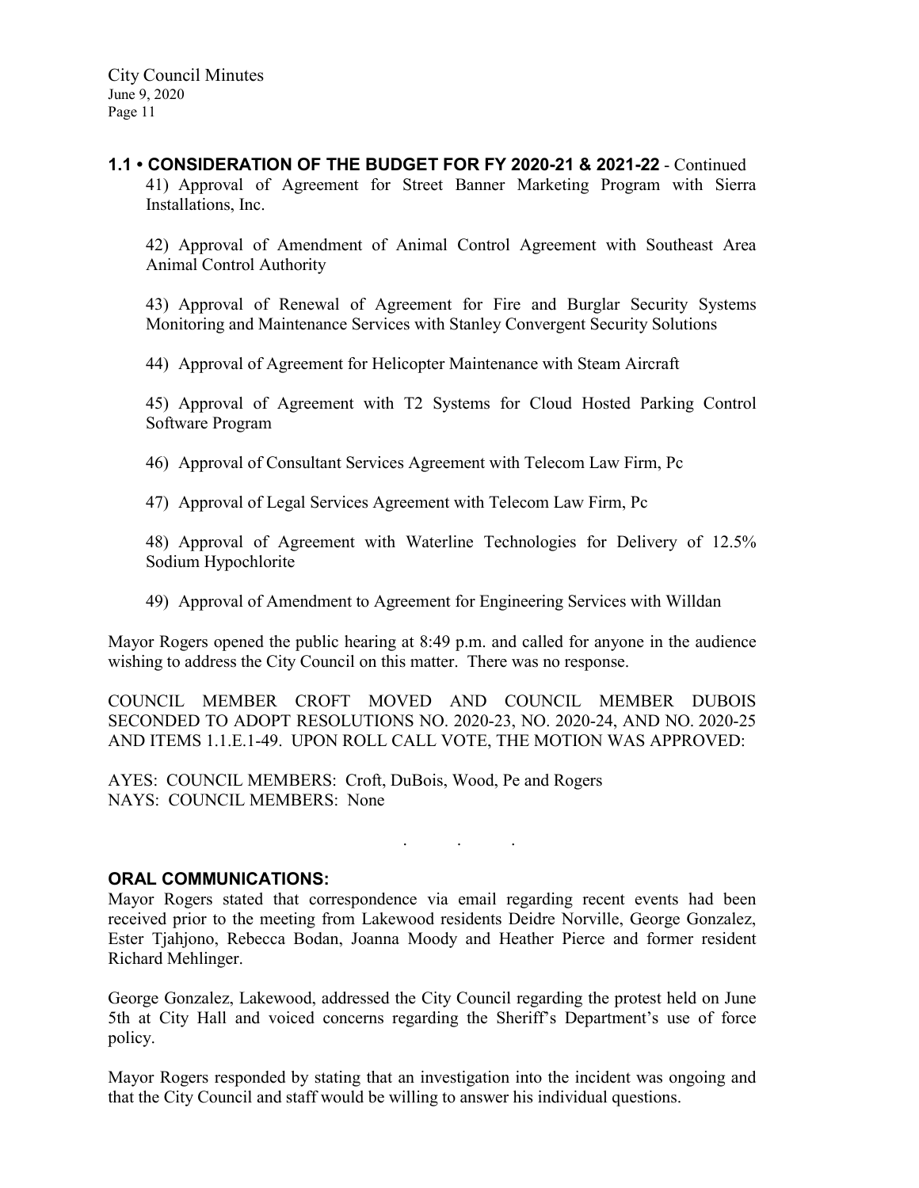**1.1 • CONSIDERATION OF THE BUDGET FOR FY 2020-21 & 2021-22** - Continued

41) Approval of Agreement for Street Banner Marketing Program with Sierra Installations, Inc.

42) Approval of Amendment of Animal Control Agreement with Southeast Area Animal Control Authority

43) Approval of Renewal of Agreement for Fire and Burglar Security Systems Monitoring and Maintenance Services with Stanley Convergent Security Solutions

44) Approval of Agreement for Helicopter Maintenance with Steam Aircraft

45) Approval of Agreement with T2 Systems for Cloud Hosted Parking Control Software Program

46) Approval of Consultant Services Agreement with Telecom Law Firm, Pc

47) Approval of Legal Services Agreement with Telecom Law Firm, Pc

48) Approval of Agreement with Waterline Technologies for Delivery of 12.5% Sodium Hypochlorite

49) Approval of Amendment to Agreement for Engineering Services with Willdan

Mayor Rogers opened the public hearing at 8:49 p.m. and called for anyone in the audience wishing to address the City Council on this matter. There was no response.

COUNCIL MEMBER CROFT MOVED AND COUNCIL MEMBER DUBOIS SECONDED TO ADOPT RESOLUTIONS NO. 2020-23, NO. 2020-24, AND NO. 2020-25 AND ITEMS 1.1.E.1-49. UPON ROLL CALL VOTE, THE MOTION WAS APPROVED:

AYES: COUNCIL MEMBERS: Croft, DuBois, Wood, Pe and Rogers
NAYS: COUNCIL MEMBERS: None

. . .

**ORAL COMMUNICATIONS:**

Mayor Rogers stated that correspondence via email regarding recent events had been received prior to the meeting from Lakewood residents Deidre Norville, George Gonzalez, Ester Tjahjono, Rebecca Bodan, Joanna Moody and Heather Pierce and former resident Richard Mehlinger.

George Gonzalez, Lakewood, addressed the City Council regarding the protest held on June 5th at City Hall and voiced concerns regarding the Sheriff's Department's use of force policy.

Mayor Rogers responded by stating that an investigation into the incident was ongoing and that the City Council and staff would be willing to answer his individual questions.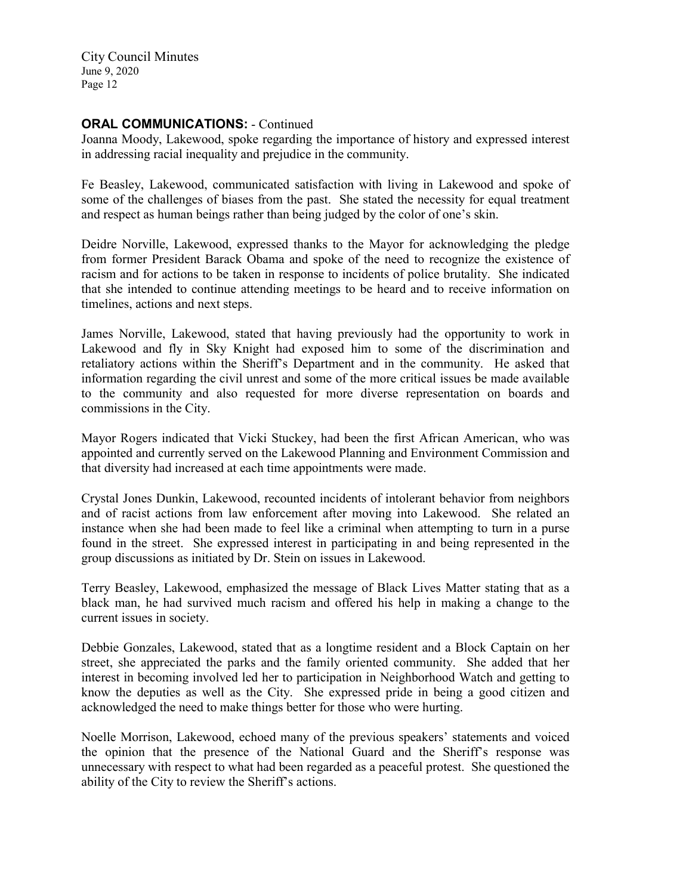**ORAL COMMUNICATIONS:** - Continued

Joanna Moody, Lakewood, spoke regarding the importance of history and expressed interest in addressing racial inequality and prejudice in the community.

Fe Beasley, Lakewood, communicated satisfaction with living in Lakewood and spoke of some of the challenges of biases from the past. She stated the necessity for equal treatment and respect as human beings rather than being judged by the color of one's skin.

Deidre Norville, Lakewood, expressed thanks to the Mayor for acknowledging the pledge from former President Barack Obama and spoke of the need to recognize the existence of racism and for actions to be taken in response to incidents of police brutality. She indicated that she intended to continue attending meetings to be heard and to receive information on timelines, actions and next steps.

James Norville, Lakewood, stated that having previously had the opportunity to work in Lakewood and fly in Sky Knight had exposed him to some of the discrimination and retaliatory actions within the Sheriff's Department and in the community. He asked that information regarding the civil unrest and some of the more critical issues be made available to the community and also requested for more diverse representation on boards and commissions in the City.

Mayor Rogers indicated that Vicki Stuckey, had been the first African American, who was appointed and currently served on the Lakewood Planning and Environment Commission and that diversity had increased at each time appointments were made.

Crystal Jones Dunkin, Lakewood, recounted incidents of intolerant behavior from neighbors and of racist actions from law enforcement after moving into Lakewood. She related an instance when she had been made to feel like a criminal when attempting to turn in a purse found in the street. She expressed interest in participating in and being represented in the group discussions as initiated by Dr. Stein on issues in Lakewood.

Terry Beasley, Lakewood, emphasized the message of Black Lives Matter stating that as a black man, he had survived much racism and offered his help in making a change to the current issues in society.

Debbie Gonzales, Lakewood, stated that as a longtime resident and a Block Captain on her street, she appreciated the parks and the family oriented community. She added that her interest in becoming involved led her to participation in Neighborhood Watch and getting to know the deputies as well as the City. She expressed pride in being a good citizen and acknowledged the need to make things better for those who were hurting.

Noelle Morrison, Lakewood, echoed many of the previous speakers' statements and voiced the opinion that the presence of the National Guard and the Sheriff's response was unnecessary with respect to what had been regarded as a peaceful protest. She questioned the ability of the City to review the Sheriff's actions.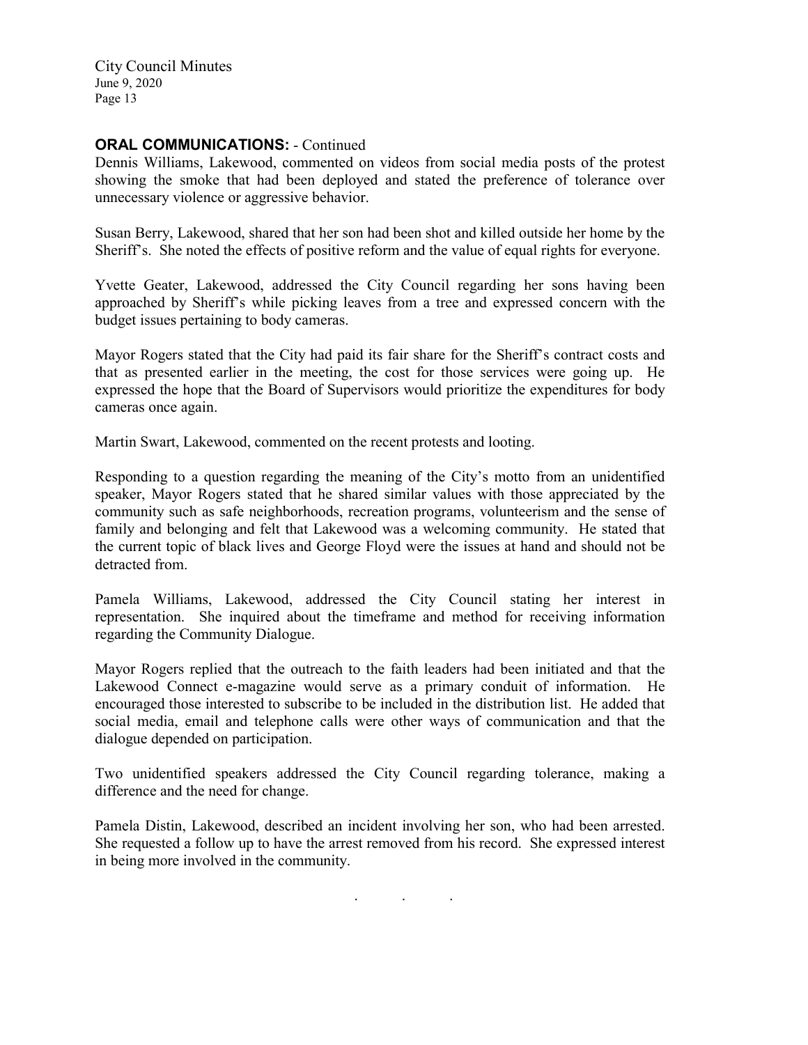**ORAL COMMUNICATIONS:** - Continued

Dennis Williams, Lakewood, commented on videos from social media posts of the protest showing the smoke that had been deployed and stated the preference of tolerance over unnecessary violence or aggressive behavior.

Susan Berry, Lakewood, shared that her son had been shot and killed outside her home by the Sheriff's. She noted the effects of positive reform and the value of equal rights for everyone.

Yvette Geater, Lakewood, addressed the City Council regarding her sons having been approached by Sheriff's while picking leaves from a tree and expressed concern with the budget issues pertaining to body cameras.

Mayor Rogers stated that the City had paid its fair share for the Sheriff's contract costs and that as presented earlier in the meeting, the cost for those services were going up. He expressed the hope that the Board of Supervisors would prioritize the expenditures for body cameras once again.

Martin Swart, Lakewood, commented on the recent protests and looting.

Responding to a question regarding the meaning of the City's motto from an unidentified speaker, Mayor Rogers stated that he shared similar values with those appreciated by the community such as safe neighborhoods, recreation programs, volunteerism and the sense of family and belonging and felt that Lakewood was a welcoming community. He stated that the current topic of black lives and George Floyd were the issues at hand and should not be detracted from.

Pamela Williams, Lakewood, addressed the City Council stating her interest in representation. She inquired about the timeframe and method for receiving information regarding the Community Dialogue.

Mayor Rogers replied that the outreach to the faith leaders had been initiated and that the Lakewood Connect e-magazine would serve as a primary conduit of information. He encouraged those interested to subscribe to be included in the distribution list. He added that social media, email and telephone calls were other ways of communication and that the dialogue depended on participation.

Two unidentified speakers addressed the City Council regarding tolerance, making a difference and the need for change.

Pamela Distin, Lakewood, described an incident involving her son, who had been arrested. She requested a follow up to have the arrest removed from his record. She expressed interest in being more involved in the community.

. . .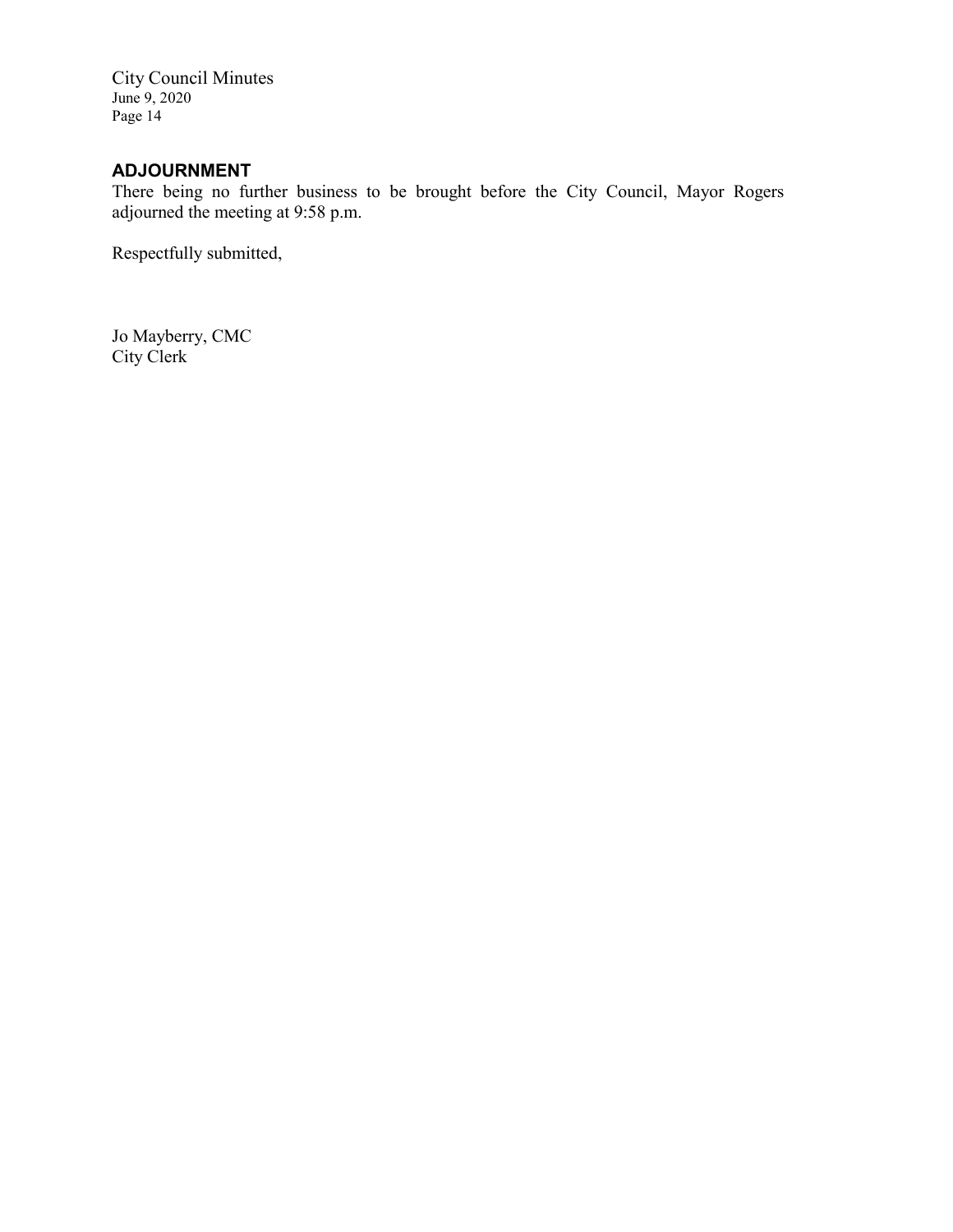## ADJOURNMENT

There being no further business to be brought before the City Council, Mayor Rogers adjourned the meeting at 9:58 p.m.

Respectfully submitted,

Jo Mayberry, CMC
City Clerk